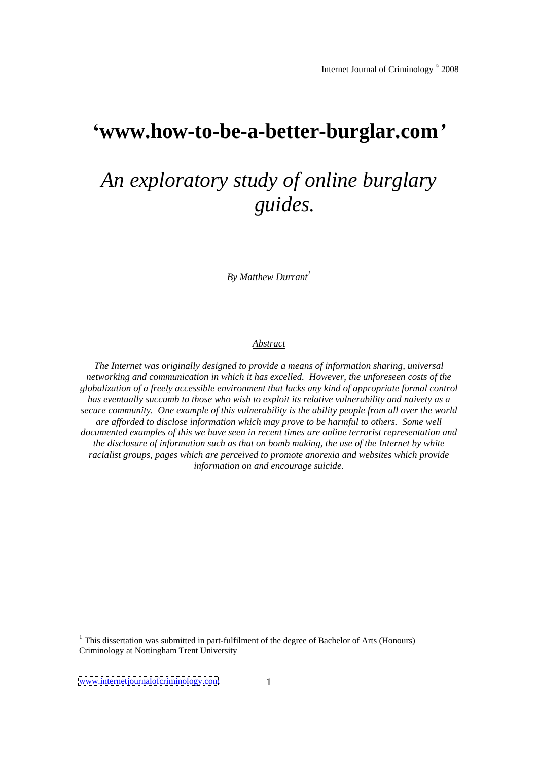# 'www.how-to-be-a-better-burglar.com'

## *An exploratory study of online burglary guides.*

*By Matthew Durrant*[1]

<u>*Abstract*</u>

*The Internet was originally designed to provide a means of information sharing, universal networking and communication in which it has excelled. However, the unforeseen costs of the globalization of a freely accessible environment that lacks any kind of appropriate formal control has eventually succumb to those who wish to exploit its relative vulnerability and naivety as a secure community. One example of this vulnerability is the ability people from all over the world are afforded to disclose information which may prove to be harmful to others. Some well documented examples of this we have seen in recent times are online terrorist representation and the disclosure of information such as that on bomb making, the use of the Internet by white racialist groups, pages which are perceived to promote anorexia and websites which provide information on and encourage suicide.*

[1] This dissertation was submitted in part-fulfilment of the degree of Bachelor of Arts (Honours) Criminology at Nottingham Trent University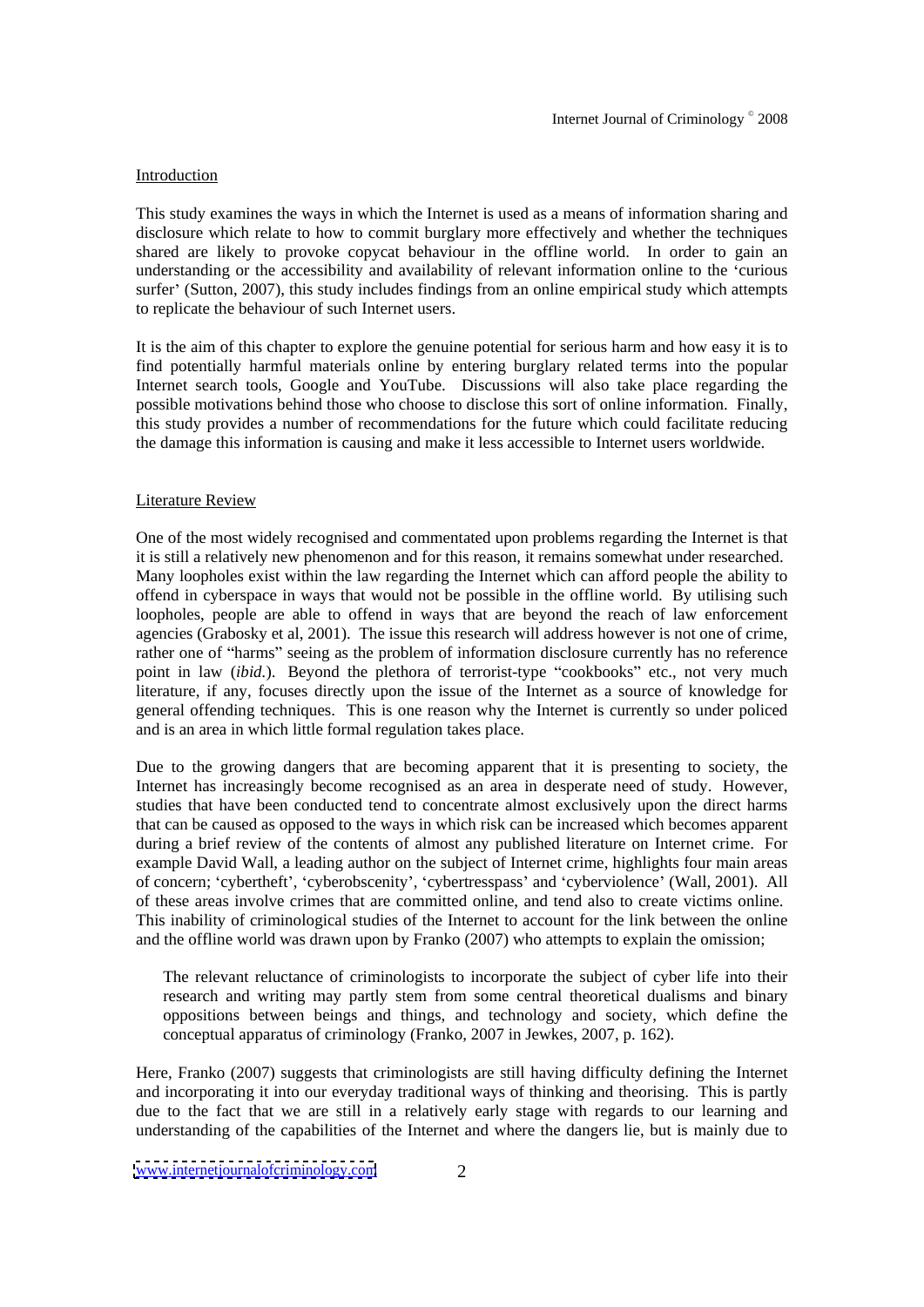## Introduction

This study examines the ways in which the Internet is used as a means of information sharing and disclosure which relate to how to commit burglary more effectively and whether the techniques shared are likely to provoke copycat behaviour in the offline world. In order to gain an understanding or the accessibility and availability of relevant information online to the 'curious surfer' (Sutton, 2007), this study includes findings from an online empirical study which attempts to replicate the behaviour of such Internet users.

It is the aim of this chapter to explore the genuine potential for serious harm and how easy it is to find potentially harmful materials online by entering burglary related terms into the popular Internet search tools, Google and YouTube. Discussions will also take place regarding the possible motivations behind those who choose to disclose this sort of online information. Finally, this study provides a number of recommendations for the future which could facilitate reducing the damage this information is causing and make it less accessible to Internet users worldwide.

## Literature Review

One of the most widely recognised and commentated upon problems regarding the Internet is that it is still a relatively new phenomenon and for this reason, it remains somewhat under researched. Many loopholes exist within the law regarding the Internet which can afford people the ability to offend in cyberspace in ways that would not be possible in the offline world. By utilising such loopholes, people are able to offend in ways that are beyond the reach of law enforcement agencies (Grabosky et al, 2001). The issue this research will address however is not one of crime, rather one of "harms" seeing as the problem of information disclosure currently has no reference point in law (*ibid.*). Beyond the plethora of terrorist-type "cookbooks" etc., not very much literature, if any, focuses directly upon the issue of the Internet as a source of knowledge for general offending techniques. This is one reason why the Internet is currently so under policed and is an area in which little formal regulation takes place.

Due to the growing dangers that are becoming apparent that it is presenting to society, the Internet has increasingly become recognised as an area in desperate need of study. However, studies that have been conducted tend to concentrate almost exclusively upon the direct harms that can be caused as opposed to the ways in which risk can be increased which becomes apparent during a brief review of the contents of almost any published literature on Internet crime. For example David Wall, a leading author on the subject of Internet crime, highlights four main areas of concern; 'cybertheft', 'cyberobscenity', 'cybertresspass' and 'cyberviolence' (Wall, 2001). All of these areas involve crimes that are committed online, and tend also to create victims online. This inability of criminological studies of the Internet to account for the link between the online and the offline world was drawn upon by Franko (2007) who attempts to explain the omission;

> The relevant reluctance of criminologists to incorporate the subject of cyber life into their research and writing may partly stem from some central theoretical dualisms and binary oppositions between beings and things, and technology and society, which define the conceptual apparatus of criminology (Franko, 2007 in Jewkes, 2007, p. 162).

Here, Franko (2007) suggests that criminologists are still having difficulty defining the Internet and incorporating it into our everyday traditional ways of thinking and theorising. This is partly due to the fact that we are still in a relatively early stage with regards to our learning and understanding of the capabilities of the Internet and where the dangers lie, but is mainly due to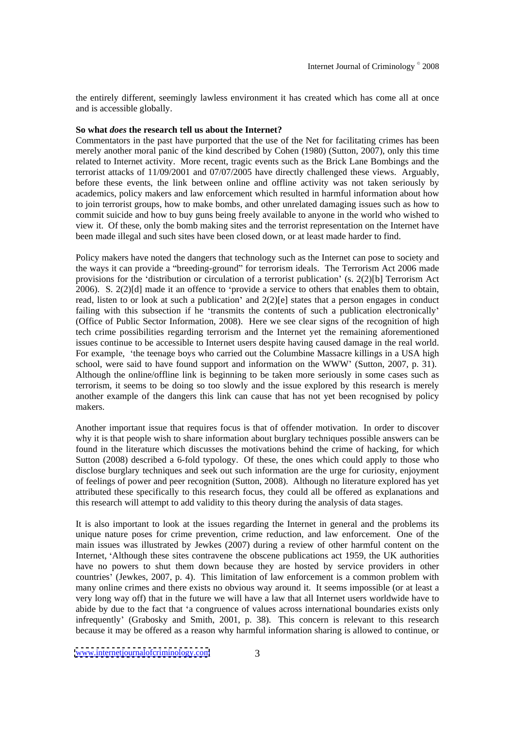the entirely different, seemingly lawless environment it has created which has come all at once and is accessible globally.

**So what *does* the research tell us about the Internet?**

Commentators in the past have purported that the use of the Net for facilitating crimes has been merely another moral panic of the kind described by Cohen (1980) (Sutton, 2007), only this time related to Internet activity. More recent, tragic events such as the Brick Lane Bombings and the terrorist attacks of 11/09/2001 and 07/07/2005 have directly challenged these views. Arguably, before these events, the link between online and offline activity was not taken seriously by academics, policy makers and law enforcement which resulted in harmful information about how to join terrorist groups, how to make bombs, and other unrelated damaging issues such as how to commit suicide and how to buy guns being freely available to anyone in the world who wished to view it. Of these, only the bomb making sites and the terrorist representation on the Internet have been made illegal and such sites have been closed down, or at least made harder to find.

Policy makers have noted the dangers that technology such as the Internet can pose to society and the ways it can provide a "breeding-ground" for terrorism ideals. The Terrorism Act 2006 made provisions for the 'distribution or circulation of a terrorist publication' (s. 2(2)[b] Terrorism Act 2006). S. 2(2)[d] made it an offence to 'provide a service to others that enables them to obtain, read, listen to or look at such a publication' and 2(2)[e] states that a person engages in conduct failing with this subsection if he 'transmits the contents of such a publication electronically' (Office of Public Sector Information, 2008). Here we see clear signs of the recognition of high tech crime possibilities regarding terrorism and the Internet yet the remaining aforementioned issues continue to be accessible to Internet users despite having caused damage in the real world. For example, 'the teenage boys who carried out the Columbine Massacre killings in a USA high school, were said to have found support and information on the WWW' (Sutton, 2007, p. 31). Although the online/offline link is beginning to be taken more seriously in some cases such as terrorism, it seems to be doing so too slowly and the issue explored by this research is merely another example of the dangers this link can cause that has not yet been recognised by policy makers.

Another important issue that requires focus is that of offender motivation. In order to discover why it is that people wish to share information about burglary techniques possible answers can be found in the literature which discusses the motivations behind the crime of hacking, for which Sutton (2008) described a 6-fold typology. Of these, the ones which could apply to those who disclose burglary techniques and seek out such information are the urge for curiosity, enjoyment of feelings of power and peer recognition (Sutton, 2008). Although no literature explored has yet attributed these specifically to this research focus, they could all be offered as explanations and this research will attempt to add validity to this theory during the analysis of data stages.

It is also important to look at the issues regarding the Internet in general and the problems its unique nature poses for crime prevention, crime reduction, and law enforcement. One of the main issues was illustrated by Jewkes (2007) during a review of other harmful content on the Internet, 'Although these sites contravene the obscene publications act 1959, the UK authorities have no powers to shut them down because they are hosted by service providers in other countries' (Jewkes, 2007, p. 4). This limitation of law enforcement is a common problem with many online crimes and there exists no obvious way around it. It seems impossible (or at least a very long way off) that in the future we will have a law that all Internet users worldwide have to abide by due to the fact that 'a congruence of values across international boundaries exists only infrequently' (Grabosky and Smith, 2001, p. 38). This concern is relevant to this research because it may be offered as a reason why harmful information sharing is allowed to continue, or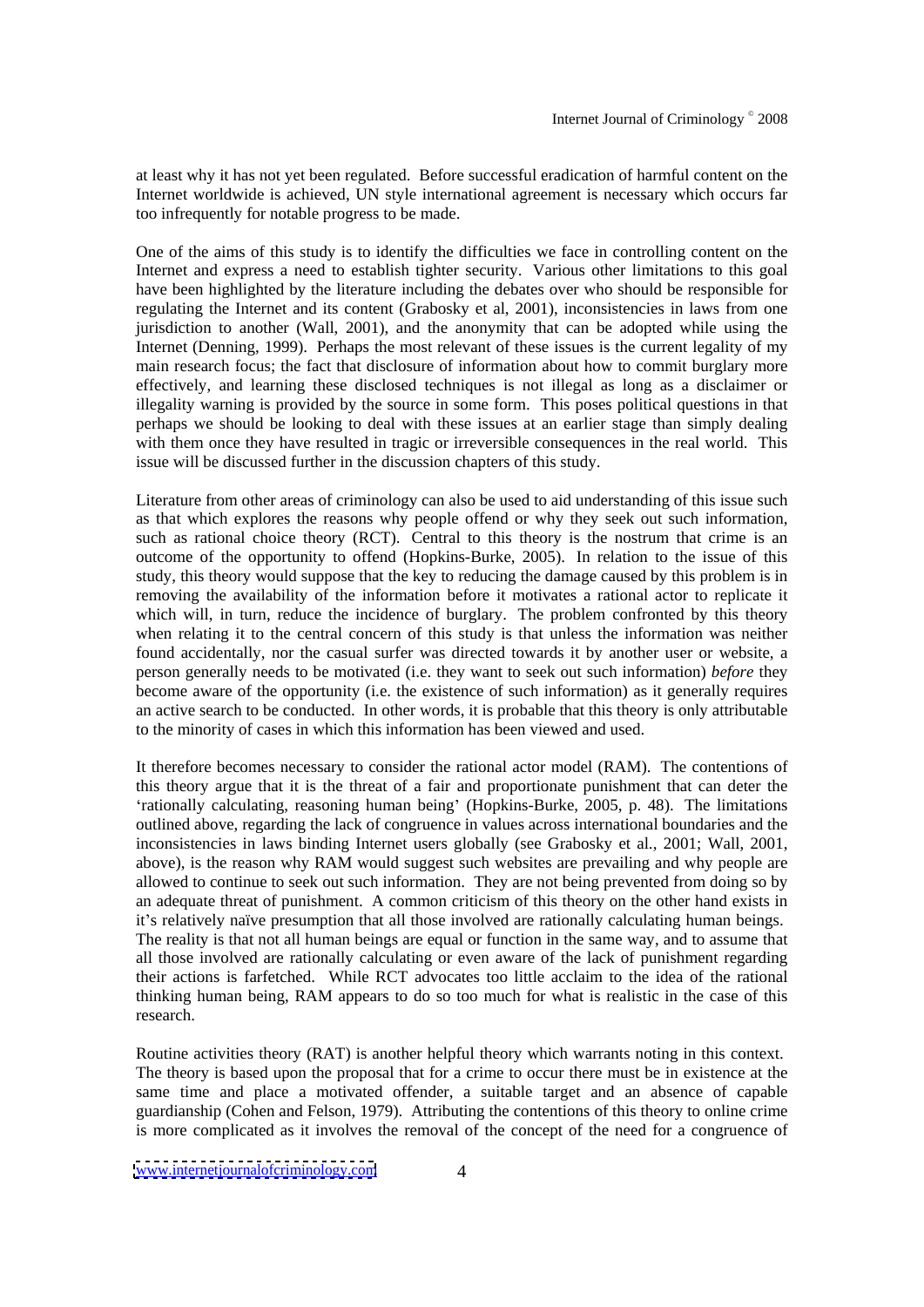at least why it has not yet been regulated. Before successful eradication of harmful content on the Internet worldwide is achieved, UN style international agreement is necessary which occurs far too infrequently for notable progress to be made.

One of the aims of this study is to identify the difficulties we face in controlling content on the Internet and express a need to establish tighter security. Various other limitations to this goal have been highlighted by the literature including the debates over who should be responsible for regulating the Internet and its content (Grabosky et al, 2001), inconsistencies in laws from one jurisdiction to another (Wall, 2001), and the anonymity that can be adopted while using the Internet (Denning, 1999). Perhaps the most relevant of these issues is the current legality of my main research focus; the fact that disclosure of information about how to commit burglary more effectively, and learning these disclosed techniques is not illegal as long as a disclaimer or illegality warning is provided by the source in some form. This poses political questions in that perhaps we should be looking to deal with these issues at an earlier stage than simply dealing with them once they have resulted in tragic or irreversible consequences in the real world. This issue will be discussed further in the discussion chapters of this study.

Literature from other areas of criminology can also be used to aid understanding of this issue such as that which explores the reasons why people offend or why they seek out such information, such as rational choice theory (RCT). Central to this theory is the nostrum that crime is an outcome of the opportunity to offend (Hopkins-Burke, 2005). In relation to the issue of this study, this theory would suppose that the key to reducing the damage caused by this problem is in removing the availability of the information before it motivates a rational actor to replicate it which will, in turn, reduce the incidence of burglary. The problem confronted by this theory when relating it to the central concern of this study is that unless the information was neither found accidentally, nor the casual surfer was directed towards it by another user or website, a person generally needs to be motivated (i.e. they want to seek out such information) *before* they become aware of the opportunity (i.e. the existence of such information) as it generally requires an active search to be conducted. In other words, it is probable that this theory is only attributable to the minority of cases in which this information has been viewed and used.

It therefore becomes necessary to consider the rational actor model (RAM). The contentions of this theory argue that it is the threat of a fair and proportionate punishment that can deter the 'rationally calculating, reasoning human being' (Hopkins-Burke, 2005, p. 48). The limitations outlined above, regarding the lack of congruence in values across international boundaries and the inconsistencies in laws binding Internet users globally (see Grabosky et al., 2001; Wall, 2001, above), is the reason why RAM would suggest such websites are prevailing and why people are allowed to continue to seek out such information. They are not being prevented from doing so by an adequate threat of punishment. A common criticism of this theory on the other hand exists in it's relatively naïve presumption that all those involved are rationally calculating human beings. The reality is that not all human beings are equal or function in the same way, and to assume that all those involved are rationally calculating or even aware of the lack of punishment regarding their actions is farfetched. While RCT advocates too little acclaim to the idea of the rational thinking human being, RAM appears to do so too much for what is realistic in the case of this research.

Routine activities theory (RAT) is another helpful theory which warrants noting in this context. The theory is based upon the proposal that for a crime to occur there must be in existence at the same time and place a motivated offender, a suitable target and an absence of capable guardianship (Cohen and Felson, 1979). Attributing the contentions of this theory to online crime is more complicated as it involves the removal of the concept of the need for a congruence of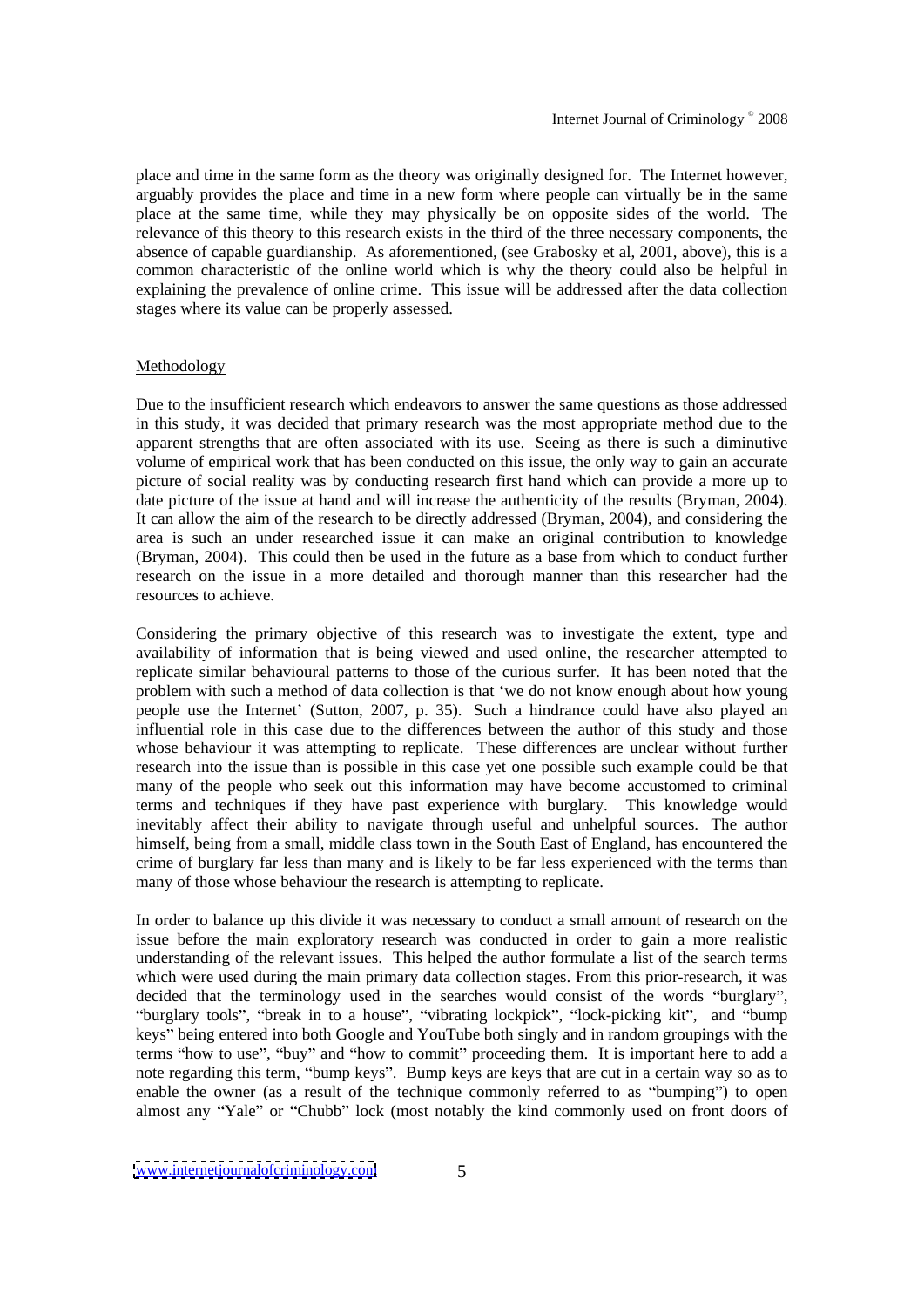place and time in the same form as the theory was originally designed for. The Internet however, arguably provides the place and time in a new form where people can virtually be in the same place at the same time, while they may physically be on opposite sides of the world. The relevance of this theory to this research exists in the third of the three necessary components, the absence of capable guardianship. As aforementioned, (see Grabosky et al, 2001, above), this is a common characteristic of the online world which is why the theory could also be helpful in explaining the prevalence of online crime. This issue will be addressed after the data collection stages where its value can be properly assessed.

## Methodology

Due to the insufficient research which endeavors to answer the same questions as those addressed in this study, it was decided that primary research was the most appropriate method due to the apparent strengths that are often associated with its use. Seeing as there is such a diminutive volume of empirical work that has been conducted on this issue, the only way to gain an accurate picture of social reality was by conducting research first hand which can provide a more up to date picture of the issue at hand and will increase the authenticity of the results (Bryman, 2004). It can allow the aim of the research to be directly addressed (Bryman, 2004), and considering the area is such an under researched issue it can make an original contribution to knowledge (Bryman, 2004). This could then be used in the future as a base from which to conduct further research on the issue in a more detailed and thorough manner than this researcher had the resources to achieve.

Considering the primary objective of this research was to investigate the extent, type and availability of information that is being viewed and used online, the researcher attempted to replicate similar behavioural patterns to those of the curious surfer. It has been noted that the problem with such a method of data collection is that 'we do not know enough about how young people use the Internet' (Sutton, 2007, p. 35). Such a hindrance could have also played an influential role in this case due to the differences between the author of this study and those whose behaviour it was attempting to replicate. These differences are unclear without further research into the issue than is possible in this case yet one possible such example could be that many of the people who seek out this information may have become accustomed to criminal terms and techniques if they have past experience with burglary. This knowledge would inevitably affect their ability to navigate through useful and unhelpful sources. The author himself, being from a small, middle class town in the South East of England, has encountered the crime of burglary far less than many and is likely to be far less experienced with the terms than many of those whose behaviour the research is attempting to replicate.

In order to balance up this divide it was necessary to conduct a small amount of research on the issue before the main exploratory research was conducted in order to gain a more realistic understanding of the relevant issues. This helped the author formulate a list of the search terms which were used during the main primary data collection stages. From this prior-research, it was decided that the terminology used in the searches would consist of the words "burglary", "burglary tools", "break in to a house", "vibrating lockpick", "lock-picking kit", and "bump keys" being entered into both Google and YouTube both singly and in random groupings with the terms "how to use", "buy" and "how to commit" proceeding them. It is important here to add a note regarding this term, "bump keys". Bump keys are keys that are cut in a certain way so as to enable the owner (as a result of the technique commonly referred to as "bumping") to open almost any "Yale" or "Chubb" lock (most notably the kind commonly used on front doors of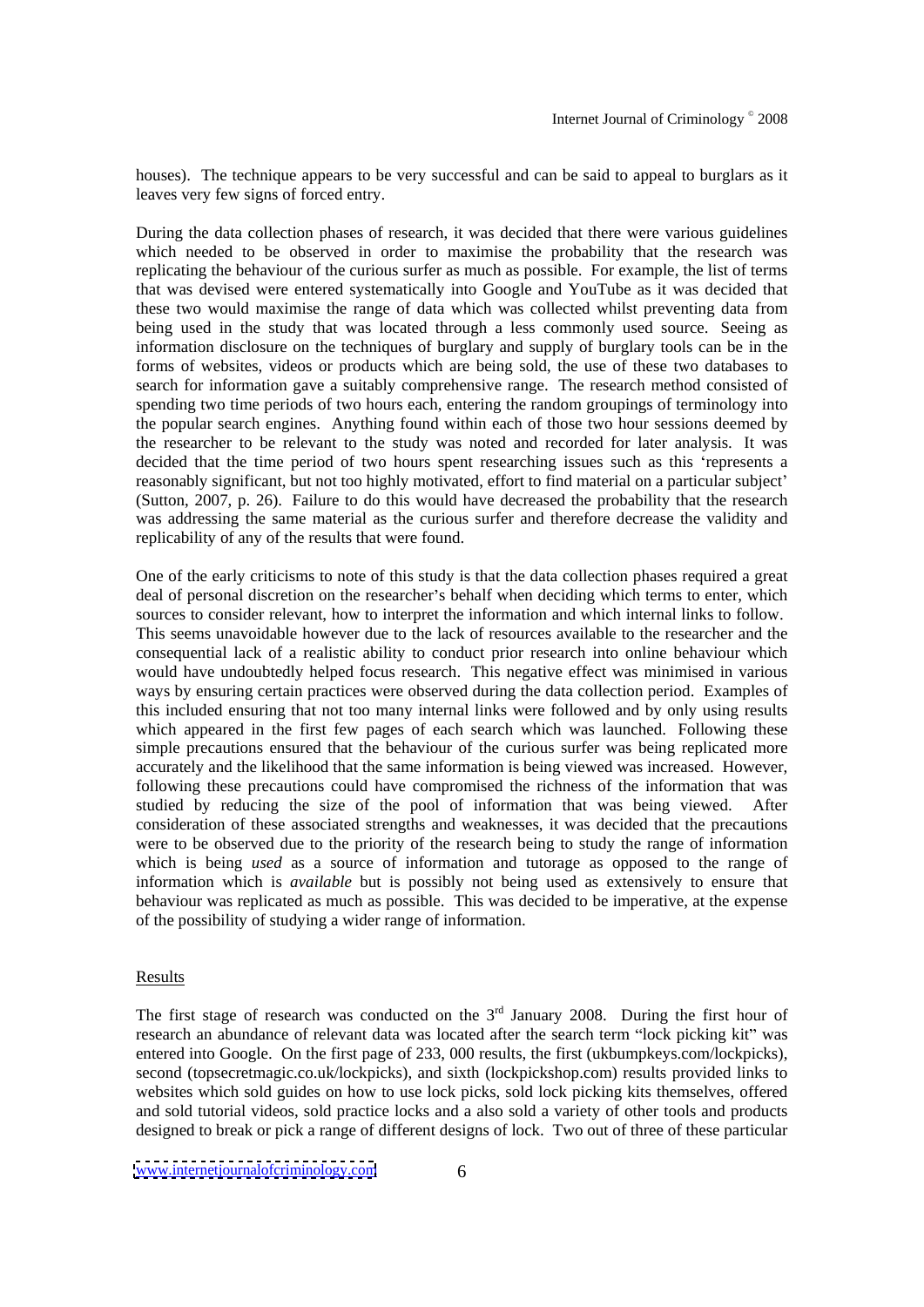houses). The technique appears to be very successful and can be said to appeal to burglars as it leaves very few signs of forced entry.

During the data collection phases of research, it was decided that there were various guidelines which needed to be observed in order to maximise the probability that the research was replicating the behaviour of the curious surfer as much as possible. For example, the list of terms that was devised were entered systematically into Google and YouTube as it was decided that these two would maximise the range of data which was collected whilst preventing data from being used in the study that was located through a less commonly used source. Seeing as information disclosure on the techniques of burglary and supply of burglary tools can be in the forms of websites, videos or products which are being sold, the use of these two databases to search for information gave a suitably comprehensive range. The research method consisted of spending two time periods of two hours each, entering the random groupings of terminology into the popular search engines. Anything found within each of those two hour sessions deemed by the researcher to be relevant to the study was noted and recorded for later analysis. It was decided that the time period of two hours spent researching issues such as this 'represents a reasonably significant, but not too highly motivated, effort to find material on a particular subject' (Sutton, 2007, p. 26). Failure to do this would have decreased the probability that the research was addressing the same material as the curious surfer and therefore decrease the validity and replicability of any of the results that were found.

One of the early criticisms to note of this study is that the data collection phases required a great deal of personal discretion on the researcher's behalf when deciding which terms to enter, which sources to consider relevant, how to interpret the information and which internal links to follow. This seems unavoidable however due to the lack of resources available to the researcher and the consequential lack of a realistic ability to conduct prior research into online behaviour which would have undoubtedly helped focus research. This negative effect was minimised in various ways by ensuring certain practices were observed during the data collection period. Examples of this included ensuring that not too many internal links were followed and by only using results which appeared in the first few pages of each search which was launched. Following these simple precautions ensured that the behaviour of the curious surfer was being replicated more accurately and the likelihood that the same information is being viewed was increased. However, following these precautions could have compromised the richness of the information that was studied by reducing the size of the pool of information that was being viewed. After consideration of these associated strengths and weaknesses, it was decided that the precautions were to be observed due to the priority of the research being to study the range of information which is being *used* as a source of information and tutorage as opposed to the range of information which is *available* but is possibly not being used as extensively to ensure that behaviour was replicated as much as possible. This was decided to be imperative, at the expense of the possibility of studying a wider range of information.

## Results

The first stage of research was conducted on the 3rd January 2008. During the first hour of research an abundance of relevant data was located after the search term "lock picking kit" was entered into Google. On the first page of 233, 000 results, the first (ukbumpkeys.com/lockpicks), second (topsecretmagic.co.uk/lockpicks), and sixth (lockpickshop.com) results provided links to websites which sold guides on how to use lock picks, sold lock picking kits themselves, offered and sold tutorial videos, sold practice locks and a also sold a variety of other tools and products designed to break or pick a range of different designs of lock. Two out of three of these particular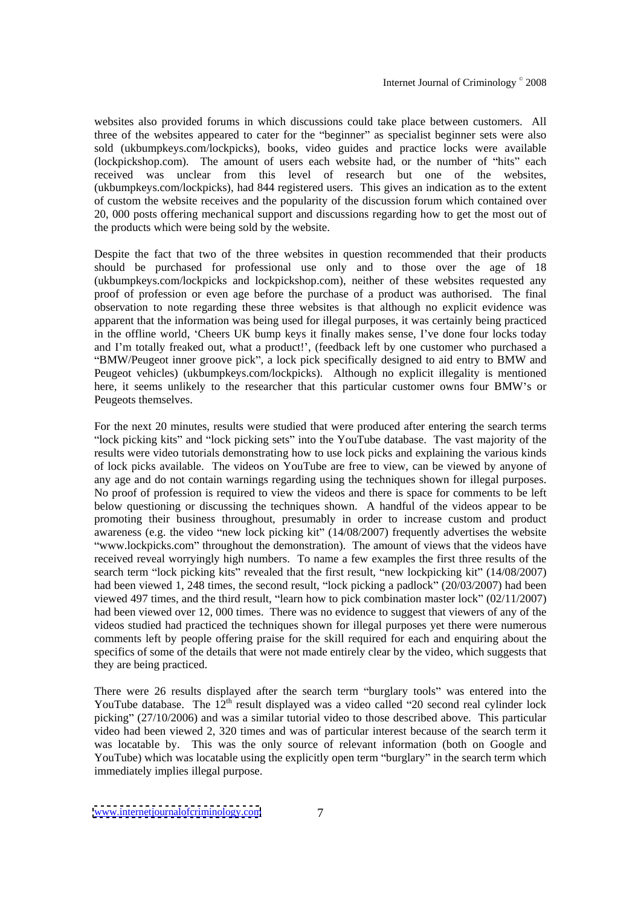websites also provided forums in which discussions could take place between customers. All three of the websites appeared to cater for the "beginner" as specialist beginner sets were also sold (ukbumpkeys.com/lockpicks), books, video guides and practice locks were available (lockpickshop.com). The amount of users each website had, or the number of "hits" each received was unclear from this level of research but one of the websites, (ukbumpkeys.com/lockpicks), had 844 registered users. This gives an indication as to the extent of custom the website receives and the popularity of the discussion forum which contained over 20, 000 posts offering mechanical support and discussions regarding how to get the most out of the products which were being sold by the website.

Despite the fact that two of the three websites in question recommended that their products should be purchased for professional use only and to those over the age of 18 (ukbumpkeys.com/lockpicks and lockpickshop.com), neither of these websites requested any proof of profession or even age before the purchase of a product was authorised. The final observation to note regarding these three websites is that although no explicit evidence was apparent that the information was being used for illegal purposes, it was certainly being practiced in the offline world, 'Cheers UK bump keys it finally makes sense, I've done four locks today and I'm totally freaked out, what a product!', (feedback left by one customer who purchased a "BMW/Peugeot inner groove pick", a lock pick specifically designed to aid entry to BMW and Peugeot vehicles) (ukbumpkeys.com/lockpicks). Although no explicit illegality is mentioned here, it seems unlikely to the researcher that this particular customer owns four BMW's or Peugeots themselves.

For the next 20 minutes, results were studied that were produced after entering the search terms "lock picking kits" and "lock picking sets" into the YouTube database. The vast majority of the results were video tutorials demonstrating how to use lock picks and explaining the various kinds of lock picks available. The videos on YouTube are free to view, can be viewed by anyone of any age and do not contain warnings regarding using the techniques shown for illegal purposes. No proof of profession is required to view the videos and there is space for comments to be left below questioning or discussing the techniques shown. A handful of the videos appear to be promoting their business throughout, presumably in order to increase custom and product awareness (e.g. the video "new lock picking kit" (14/08/2007) frequently advertises the website "www.lockpicks.com" throughout the demonstration). The amount of views that the videos have received reveal worryingly high numbers. To name a few examples the first three results of the search term "lock picking kits" revealed that the first result, "new lockpicking kit" (14/08/2007) had been viewed 1, 248 times, the second result, "lock picking a padlock" (20/03/2007) had been viewed 497 times, and the third result, "learn how to pick combination master lock" (02/11/2007) had been viewed over 12, 000 times. There was no evidence to suggest that viewers of any of the videos studied had practiced the techniques shown for illegal purposes yet there were numerous comments left by people offering praise for the skill required for each and enquiring about the specifics of some of the details that were not made entirely clear by the video, which suggests that they are being practiced.

There were 26 results displayed after the search term "burglary tools" was entered into the YouTube database. The 12th result displayed was a video called "20 second real cylinder lock picking" (27/10/2006) and was a similar tutorial video to those described above. This particular video had been viewed 2, 320 times and was of particular interest because of the search term it was locatable by. This was the only source of relevant information (both on Google and YouTube) which was locatable using the explicitly open term "burglary" in the search term which immediately implies illegal purpose.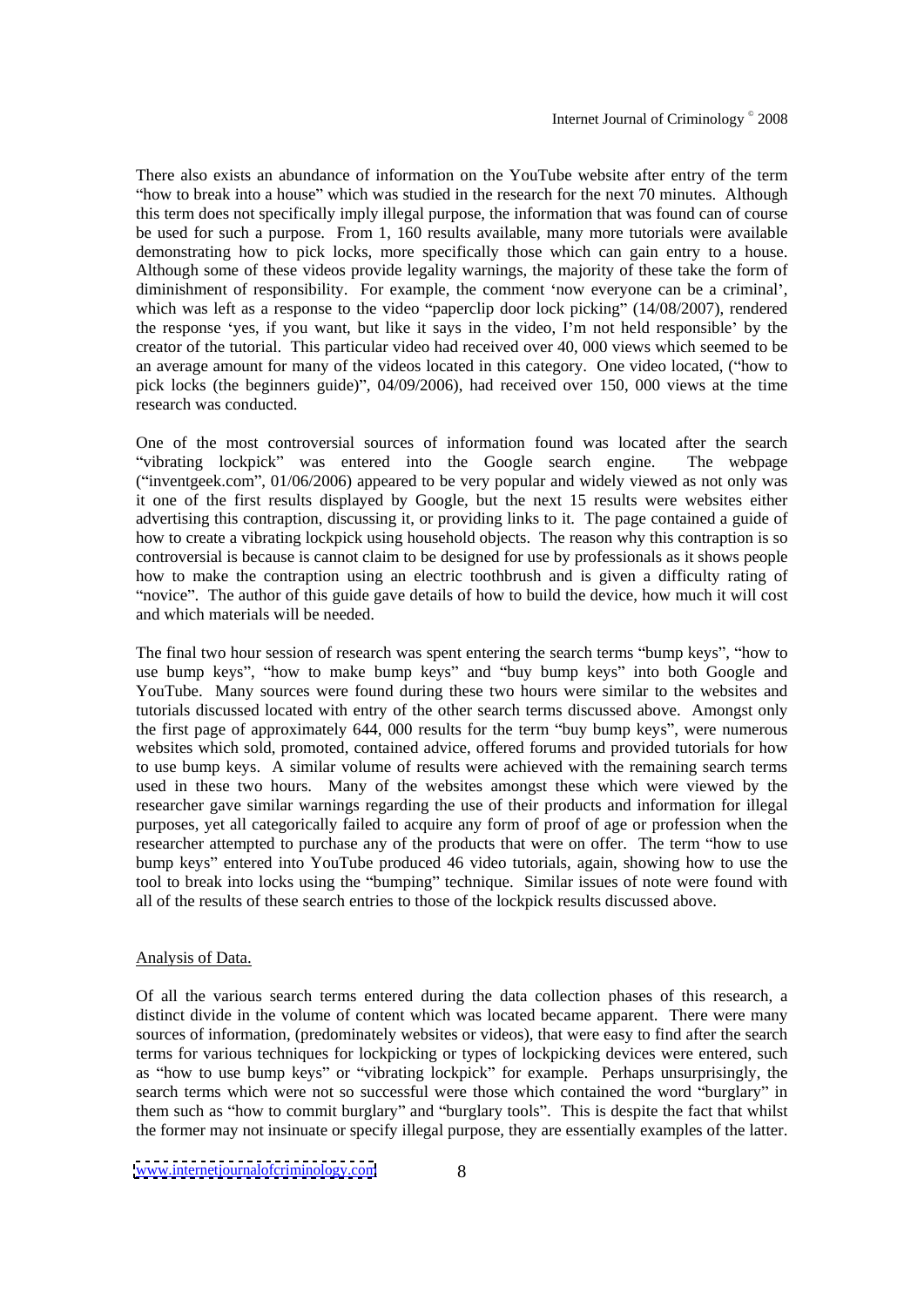There also exists an abundance of information on the YouTube website after entry of the term "how to break into a house" which was studied in the research for the next 70 minutes. Although this term does not specifically imply illegal purpose, the information that was found can of course be used for such a purpose. From 1, 160 results available, many more tutorials were available demonstrating how to pick locks, more specifically those which can gain entry to a house. Although some of these videos provide legality warnings, the majority of these take the form of diminishment of responsibility. For example, the comment 'now everyone can be a criminal', which was left as a response to the video "paperclip door lock picking" (14/08/2007), rendered the response 'yes, if you want, but like it says in the video, I'm not held responsible' by the creator of the tutorial. This particular video had received over 40, 000 views which seemed to be an average amount for many of the videos located in this category. One video located, ("how to pick locks (the beginners guide)", 04/09/2006), had received over 150, 000 views at the time research was conducted.

One of the most controversial sources of information found was located after the search "vibrating lockpick" was entered into the Google search engine. The webpage ("inventgeek.com", 01/06/2006) appeared to be very popular and widely viewed as not only was it one of the first results displayed by Google, but the next 15 results were websites either advertising this contraption, discussing it, or providing links to it. The page contained a guide of how to create a vibrating lockpick using household objects. The reason why this contraption is so controversial is because is cannot claim to be designed for use by professionals as it shows people how to make the contraption using an electric toothbrush and is given a difficulty rating of "novice". The author of this guide gave details of how to build the device, how much it will cost and which materials will be needed.

The final two hour session of research was spent entering the search terms "bump keys", "how to use bump keys", "how to make bump keys" and "buy bump keys" into both Google and YouTube. Many sources were found during these two hours were similar to the websites and tutorials discussed located with entry of the other search terms discussed above. Amongst only the first page of approximately 644, 000 results for the term "buy bump keys", were numerous websites which sold, promoted, contained advice, offered forums and provided tutorials for how to use bump keys. A similar volume of results were achieved with the remaining search terms used in these two hours. Many of the websites amongst these which were viewed by the researcher gave similar warnings regarding the use of their products and information for illegal purposes, yet all categorically failed to acquire any form of proof of age or profession when the researcher attempted to purchase any of the products that were on offer. The term "how to use bump keys" entered into YouTube produced 46 video tutorials, again, showing how to use the tool to break into locks using the "bumping" technique. Similar issues of note were found with all of the results of these search entries to those of the lockpick results discussed above.

## Analysis of Data.

Of all the various search terms entered during the data collection phases of this research, a distinct divide in the volume of content which was located became apparent. There were many sources of information, (predominately websites or videos), that were easy to find after the search terms for various techniques for lockpicking or types of lockpicking devices were entered, such as "how to use bump keys" or "vibrating lockpick" for example. Perhaps unsurprisingly, the search terms which were not so successful were those which contained the word "burglary" in them such as "how to commit burglary" and "burglary tools". This is despite the fact that whilst the former may not insinuate or specify illegal purpose, they are essentially examples of the latter.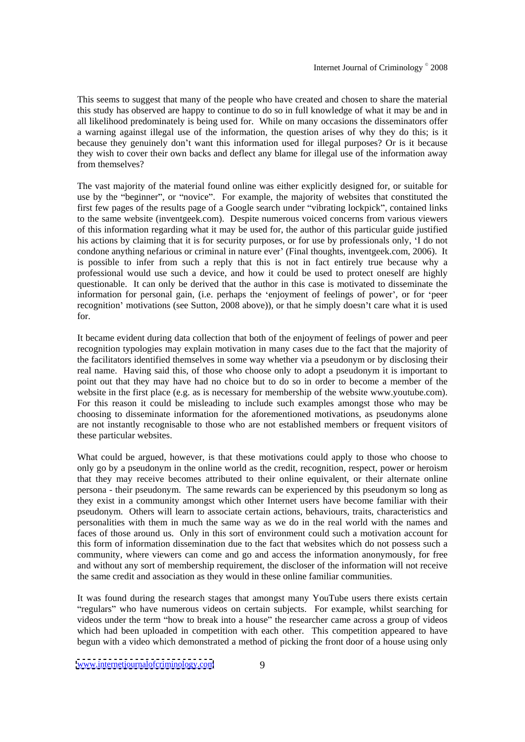This seems to suggest that many of the people who have created and chosen to share the material this study has observed are happy to continue to do so in full knowledge of what it may be and in all likelihood predominately is being used for. While on many occasions the disseminators offer a warning against illegal use of the information, the question arises of why they do this; is it because they genuinely don't want this information used for illegal purposes? Or is it because they wish to cover their own backs and deflect any blame for illegal use of the information away from themselves?

The vast majority of the material found online was either explicitly designed for, or suitable for use by the "beginner", or "novice". For example, the majority of websites that constituted the first few pages of the results page of a Google search under "vibrating lockpick", contained links to the same website (inventgeek.com). Despite numerous voiced concerns from various viewers of this information regarding what it may be used for, the author of this particular guide justified his actions by claiming that it is for security purposes, or for use by professionals only, 'I do not condone anything nefarious or criminal in nature ever' (Final thoughts, inventgeek.com, 2006). It is possible to infer from such a reply that this is not in fact entirely true because why a professional would use such a device, and how it could be used to protect oneself are highly questionable. It can only be derived that the author in this case is motivated to disseminate the information for personal gain, (i.e. perhaps the 'enjoyment of feelings of power', or for 'peer recognition' motivations (see Sutton, 2008 above)), or that he simply doesn't care what it is used for.

It became evident during data collection that both of the enjoyment of feelings of power and peer recognition typologies may explain motivation in many cases due to the fact that the majority of the facilitators identified themselves in some way whether via a pseudonym or by disclosing their real name. Having said this, of those who choose only to adopt a pseudonym it is important to point out that they may have had no choice but to do so in order to become a member of the website in the first place (e.g. as is necessary for membership of the website www.youtube.com). For this reason it could be misleading to include such examples amongst those who may be choosing to disseminate information for the aforementioned motivations, as pseudonyms alone are not instantly recognisable to those who are not established members or frequent visitors of these particular websites.

What could be argued, however, is that these motivations could apply to those who choose to only go by a pseudonym in the online world as the credit, recognition, respect, power or heroism that they may receive becomes attributed to their online equivalent, or their alternate online persona - their pseudonym. The same rewards can be experienced by this pseudonym so long as they exist in a community amongst which other Internet users have become familiar with their pseudonym. Others will learn to associate certain actions, behaviours, traits, characteristics and personalities with them in much the same way as we do in the real world with the names and faces of those around us. Only in this sort of environment could such a motivation account for this form of information dissemination due to the fact that websites which do not possess such a community, where viewers can come and go and access the information anonymously, for free and without any sort of membership requirement, the discloser of the information will not receive the same credit and association as they would in these online familiar communities.

It was found during the research stages that amongst many YouTube users there exists certain "regulars" who have numerous videos on certain subjects. For example, whilst searching for videos under the term "how to break into a house" the researcher came across a group of videos which had been uploaded in competition with each other. This competition appeared to have begun with a video which demonstrated a method of picking the front door of a house using only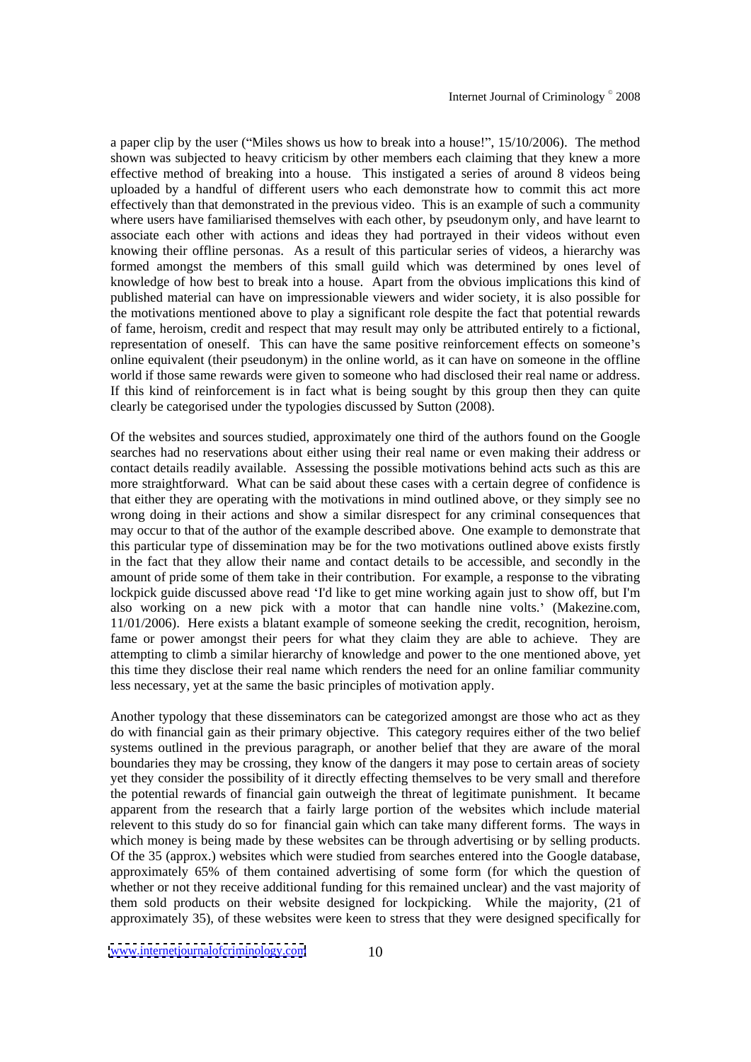a paper clip by the user ("Miles shows us how to break into a house!", 15/10/2006). The method shown was subjected to heavy criticism by other members each claiming that they knew a more effective method of breaking into a house. This instigated a series of around 8 videos being uploaded by a handful of different users who each demonstrate how to commit this act more effectively than that demonstrated in the previous video. This is an example of such a community where users have familiarised themselves with each other, by pseudonym only, and have learnt to associate each other with actions and ideas they had portrayed in their videos without even knowing their offline personas. As a result of this particular series of videos, a hierarchy was formed amongst the members of this small guild which was determined by ones level of knowledge of how best to break into a house. Apart from the obvious implications this kind of published material can have on impressionable viewers and wider society, it is also possible for the motivations mentioned above to play a significant role despite the fact that potential rewards of fame, heroism, credit and respect that may result may only be attributed entirely to a fictional, representation of oneself. This can have the same positive reinforcement effects on someone's online equivalent (their pseudonym) in the online world, as it can have on someone in the offline world if those same rewards were given to someone who had disclosed their real name or address. If this kind of reinforcement is in fact what is being sought by this group then they can quite clearly be categorised under the typologies discussed by Sutton (2008).

Of the websites and sources studied, approximately one third of the authors found on the Google searches had no reservations about either using their real name or even making their address or contact details readily available. Assessing the possible motivations behind acts such as this are more straightforward. What can be said about these cases with a certain degree of confidence is that either they are operating with the motivations in mind outlined above, or they simply see no wrong doing in their actions and show a similar disrespect for any criminal consequences that may occur to that of the author of the example described above. One example to demonstrate that this particular type of dissemination may be for the two motivations outlined above exists firstly in the fact that they allow their name and contact details to be accessible, and secondly in the amount of pride some of them take in their contribution. For example, a response to the vibrating lockpick guide discussed above read 'I'd like to get mine working again just to show off, but I'm also working on a new pick with a motor that can handle nine volts.' (Makezine.com, 11/01/2006). Here exists a blatant example of someone seeking the credit, recognition, heroism, fame or power amongst their peers for what they claim they are able to achieve. They are attempting to climb a similar hierarchy of knowledge and power to the one mentioned above, yet this time they disclose their real name which renders the need for an online familiar community less necessary, yet at the same the basic principles of motivation apply.

Another typology that these disseminators can be categorized amongst are those who act as they do with financial gain as their primary objective. This category requires either of the two belief systems outlined in the previous paragraph, or another belief that they are aware of the moral boundaries they may be crossing, they know of the dangers it may pose to certain areas of society yet they consider the possibility of it directly effecting themselves to be very small and therefore the potential rewards of financial gain outweigh the threat of legitimate punishment. It became apparent from the research that a fairly large portion of the websites which include material relevent to this study do so for financial gain which can take many different forms. The ways in which money is being made by these websites can be through advertising or by selling products. Of the 35 (approx.) websites which were studied from searches entered into the Google database, approximately 65% of them contained advertising of some form (for which the question of whether or not they receive additional funding for this remained unclear) and the vast majority of them sold products on their website designed for lockpicking. While the majority, (21 of approximately 35), of these websites were keen to stress that they were designed specifically for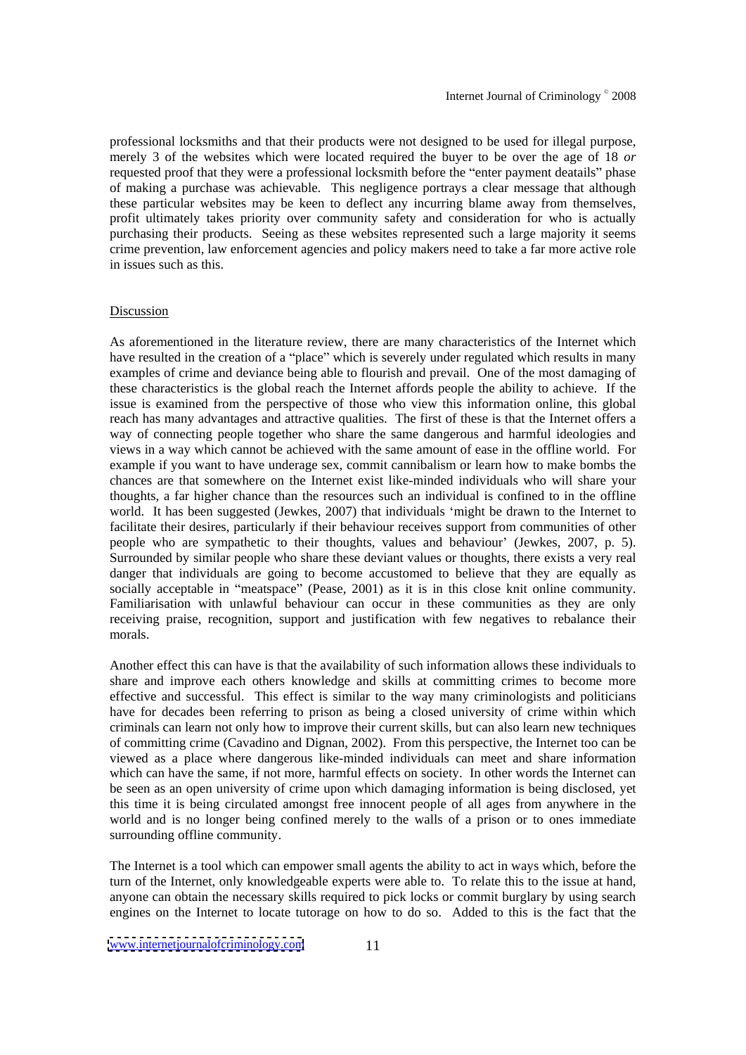professional locksmiths and that their products were not designed to be used for illegal purpose, merely 3 of the websites which were located required the buyer to be over the age of 18 *or* requested proof that they were a professional locksmith before the "enter payment deatails" phase of making a purchase was achievable. This negligence portrays a clear message that although these particular websites may be keen to deflect any incurring blame away from themselves, profit ultimately takes priority over community safety and consideration for who is actually purchasing their products. Seeing as these websites represented such a large majority it seems crime prevention, law enforcement agencies and policy makers need to take a far more active role in issues such as this.

## Discussion

As aforementioned in the literature review, there are many characteristics of the Internet which have resulted in the creation of a "place" which is severely under regulated which results in many examples of crime and deviance being able to flourish and prevail. One of the most damaging of these characteristics is the global reach the Internet affords people the ability to achieve. If the issue is examined from the perspective of those who view this information online, this global reach has many advantages and attractive qualities. The first of these is that the Internet offers a way of connecting people together who share the same dangerous and harmful ideologies and views in a way which cannot be achieved with the same amount of ease in the offline world. For example if you want to have underage sex, commit cannibalism or learn how to make bombs the chances are that somewhere on the Internet exist like-minded individuals who will share your thoughts, a far higher chance than the resources such an individual is confined to in the offline world. It has been suggested (Jewkes, 2007) that individuals 'might be drawn to the Internet to facilitate their desires, particularly if their behaviour receives support from communities of other people who are sympathetic to their thoughts, values and behaviour' (Jewkes, 2007, p. 5). Surrounded by similar people who share these deviant values or thoughts, there exists a very real danger that individuals are going to become accustomed to believe that they are equally as socially acceptable in "meatspace" (Pease, 2001) as it is in this close knit online community. Familiarisation with unlawful behaviour can occur in these communities as they are only receiving praise, recognition, support and justification with few negatives to rebalance their morals.

Another effect this can have is that the availability of such information allows these individuals to share and improve each others knowledge and skills at committing crimes to become more effective and successful. This effect is similar to the way many criminologists and politicians have for decades been referring to prison as being a closed university of crime within which criminals can learn not only how to improve their current skills, but can also learn new techniques of committing crime (Cavadino and Dignan, 2002). From this perspective, the Internet too can be viewed as a place where dangerous like-minded individuals can meet and share information which can have the same, if not more, harmful effects on society. In other words the Internet can be seen as an open university of crime upon which damaging information is being disclosed, yet this time it is being circulated amongst free innocent people of all ages from anywhere in the world and is no longer being confined merely to the walls of a prison or to ones immediate surrounding offline community.

The Internet is a tool which can empower small agents the ability to act in ways which, before the turn of the Internet, only knowledgeable experts were able to. To relate this to the issue at hand, anyone can obtain the necessary skills required to pick locks or commit burglary by using search engines on the Internet to locate tutorage on how to do so. Added to this is the fact that the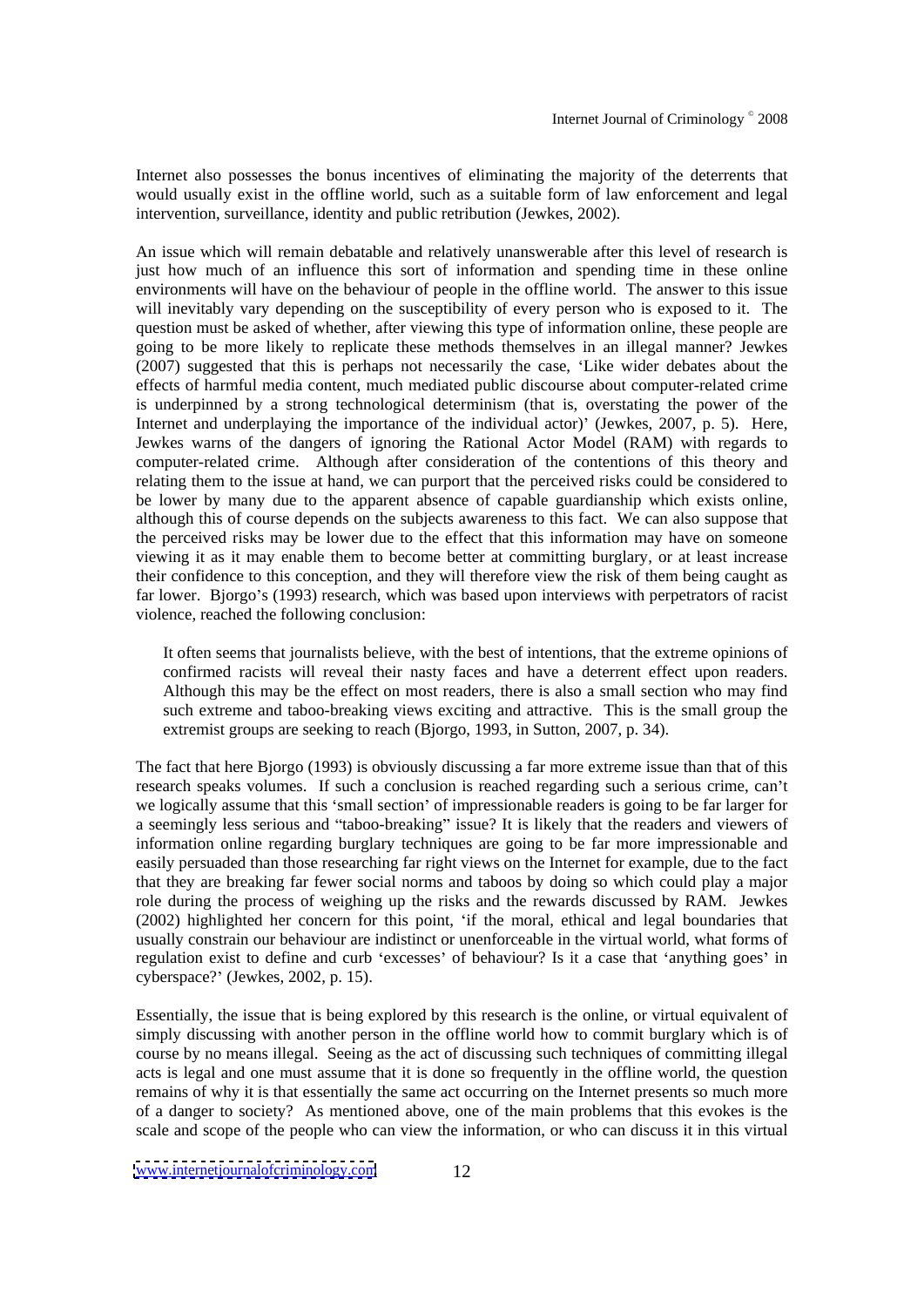Internet also possesses the bonus incentives of eliminating the majority of the deterrents that would usually exist in the offline world, such as a suitable form of law enforcement and legal intervention, surveillance, identity and public retribution (Jewkes, 2002).

An issue which will remain debatable and relatively unanswerable after this level of research is just how much of an influence this sort of information and spending time in these online environments will have on the behaviour of people in the offline world. The answer to this issue will inevitably vary depending on the susceptibility of every person who is exposed to it. The question must be asked of whether, after viewing this type of information online, these people are going to be more likely to replicate these methods themselves in an illegal manner? Jewkes (2007) suggested that this is perhaps not necessarily the case, 'Like wider debates about the effects of harmful media content, much mediated public discourse about computer-related crime is underpinned by a strong technological determinism (that is, overstating the power of the Internet and underplaying the importance of the individual actor)' (Jewkes, 2007, p. 5). Here, Jewkes warns of the dangers of ignoring the Rational Actor Model (RAM) with regards to computer-related crime. Although after consideration of the contentions of this theory and relating them to the issue at hand, we can purport that the perceived risks could be considered to be lower by many due to the apparent absence of capable guardianship which exists online, although this of course depends on the subjects awareness to this fact. We can also suppose that the perceived risks may be lower due to the effect that this information may have on someone viewing it as it may enable them to become better at committing burglary, or at least increase their confidence to this conception, and they will therefore view the risk of them being caught as far lower. Bjorgo's (1993) research, which was based upon interviews with perpetrators of racist violence, reached the following conclusion:

> It often seems that journalists believe, with the best of intentions, that the extreme opinions of confirmed racists will reveal their nasty faces and have a deterrent effect upon readers. Although this may be the effect on most readers, there is also a small section who may find such extreme and taboo-breaking views exciting and attractive. This is the small group the extremist groups are seeking to reach (Bjorgo, 1993, in Sutton, 2007, p. 34).

The fact that here Bjorgo (1993) is obviously discussing a far more extreme issue than that of this research speaks volumes. If such a conclusion is reached regarding such a serious crime, can't we logically assume that this 'small section' of impressionable readers is going to be far larger for a seemingly less serious and "taboo-breaking" issue? It is likely that the readers and viewers of information online regarding burglary techniques are going to be far more impressionable and easily persuaded than those researching far right views on the Internet for example, due to the fact that they are breaking far fewer social norms and taboos by doing so which could play a major role during the process of weighing up the risks and the rewards discussed by RAM. Jewkes (2002) highlighted her concern for this point, 'if the moral, ethical and legal boundaries that usually constrain our behaviour are indistinct or unenforceable in the virtual world, what forms of regulation exist to define and curb 'excesses' of behaviour? Is it a case that 'anything goes' in cyberspace?' (Jewkes, 2002, p. 15).

Essentially, the issue that is being explored by this research is the online, or virtual equivalent of simply discussing with another person in the offline world how to commit burglary which is of course by no means illegal. Seeing as the act of discussing such techniques of committing illegal acts is legal and one must assume that it is done so frequently in the offline world, the question remains of why it is that essentially the same act occurring on the Internet presents so much more of a danger to society? As mentioned above, one of the main problems that this evokes is the scale and scope of the people who can view the information, or who can discuss it in this virtual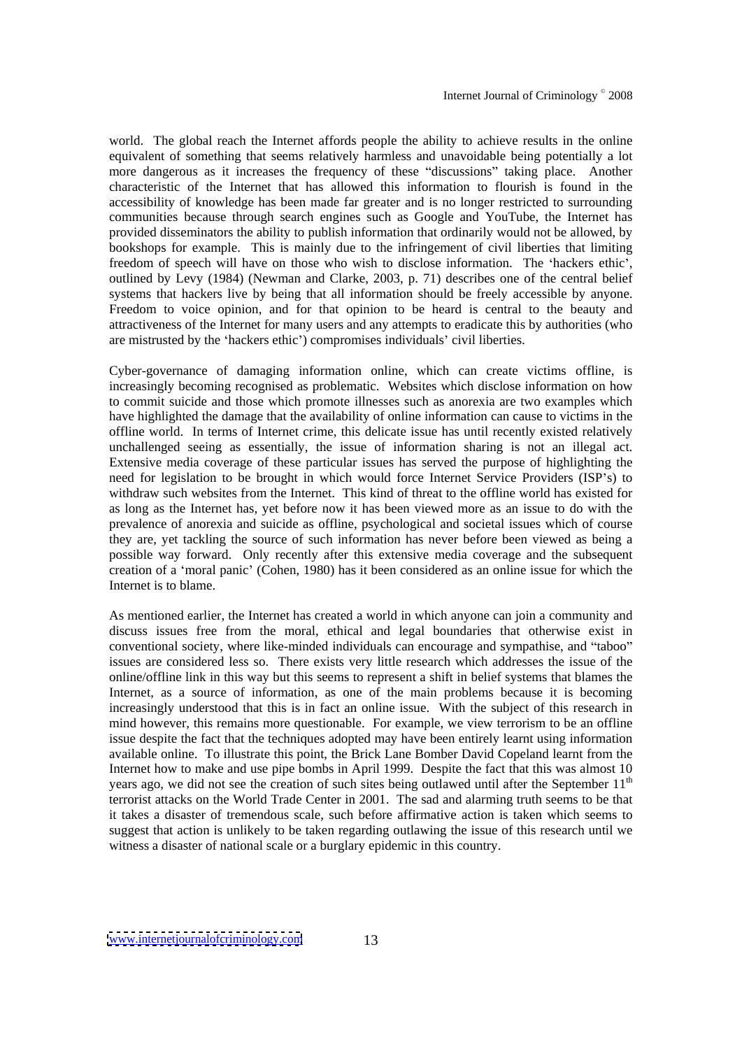world. The global reach the Internet affords people the ability to achieve results in the online equivalent of something that seems relatively harmless and unavoidable being potentially a lot more dangerous as it increases the frequency of these "discussions" taking place. Another characteristic of the Internet that has allowed this information to flourish is found in the accessibility of knowledge has been made far greater and is no longer restricted to surrounding communities because through search engines such as Google and YouTube, the Internet has provided disseminators the ability to publish information that ordinarily would not be allowed, by bookshops for example. This is mainly due to the infringement of civil liberties that limiting freedom of speech will have on those who wish to disclose information. The 'hackers ethic', outlined by Levy (1984) (Newman and Clarke, 2003, p. 71) describes one of the central belief systems that hackers live by being that all information should be freely accessible by anyone. Freedom to voice opinion, and for that opinion to be heard is central to the beauty and attractiveness of the Internet for many users and any attempts to eradicate this by authorities (who are mistrusted by the 'hackers ethic') compromises individuals' civil liberties.

Cyber-governance of damaging information online, which can create victims offline, is increasingly becoming recognised as problematic. Websites which disclose information on how to commit suicide and those which promote illnesses such as anorexia are two examples which have highlighted the damage that the availability of online information can cause to victims in the offline world. In terms of Internet crime, this delicate issue has until recently existed relatively unchallenged seeing as essentially, the issue of information sharing is not an illegal act. Extensive media coverage of these particular issues has served the purpose of highlighting the need for legislation to be brought in which would force Internet Service Providers (ISP's) to withdraw such websites from the Internet. This kind of threat to the offline world has existed for as long as the Internet has, yet before now it has been viewed more as an issue to do with the prevalence of anorexia and suicide as offline, psychological and societal issues which of course they are, yet tackling the source of such information has never before been viewed as being a possible way forward. Only recently after this extensive media coverage and the subsequent creation of a 'moral panic' (Cohen, 1980) has it been considered as an online issue for which the Internet is to blame.

As mentioned earlier, the Internet has created a world in which anyone can join a community and discuss issues free from the moral, ethical and legal boundaries that otherwise exist in conventional society, where like-minded individuals can encourage and sympathise, and "taboo" issues are considered less so. There exists very little research which addresses the issue of the online/offline link in this way but this seems to represent a shift in belief systems that blames the Internet, as a source of information, as one of the main problems because it is becoming increasingly understood that this is in fact an online issue. With the subject of this research in mind however, this remains more questionable. For example, we view terrorism to be an offline issue despite the fact that the techniques adopted may have been entirely learnt using information available online. To illustrate this point, the Brick Lane Bomber David Copeland learnt from the Internet how to make and use pipe bombs in April 1999. Despite the fact that this was almost 10 years ago, we did not see the creation of such sites being outlawed until after the September 11th terrorist attacks on the World Trade Center in 2001. The sad and alarming truth seems to be that it takes a disaster of tremendous scale, such before affirmative action is taken which seems to suggest that action is unlikely to be taken regarding outlawing the issue of this research until we witness a disaster of national scale or a burglary epidemic in this country.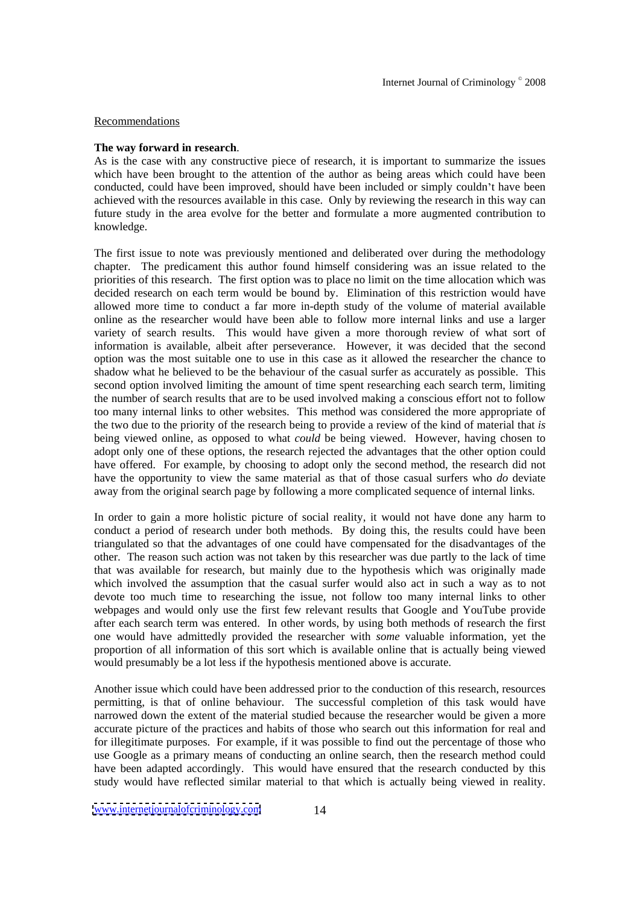Recommendations

**The way forward in research**.

As is the case with any constructive piece of research, it is important to summarize the issues which have been brought to the attention of the author as being areas which could have been conducted, could have been improved, should have been included or simply couldn't have been achieved with the resources available in this case. Only by reviewing the research in this way can future study in the area evolve for the better and formulate a more augmented contribution to knowledge.

The first issue to note was previously mentioned and deliberated over during the methodology chapter. The predicament this author found himself considering was an issue related to the priorities of this research. The first option was to place no limit on the time allocation which was decided research on each term would be bound by. Elimination of this restriction would have allowed more time to conduct a far more in-depth study of the volume of material available online as the researcher would have been able to follow more internal links and use a larger variety of search results. This would have given a more thorough review of what sort of information is available, albeit after perseverance. However, it was decided that the second option was the most suitable one to use in this case as it allowed the researcher the chance to shadow what he believed to be the behaviour of the casual surfer as accurately as possible. This second option involved limiting the amount of time spent researching each search term, limiting the number of search results that are to be used involved making a conscious effort not to follow too many internal links to other websites. This method was considered the more appropriate of the two due to the priority of the research being to provide a review of the kind of material that *is* being viewed online, as opposed to what *could* be being viewed. However, having chosen to adopt only one of these options, the research rejected the advantages that the other option could have offered. For example, by choosing to adopt only the second method, the research did not have the opportunity to view the same material as that of those casual surfers who *do* deviate away from the original search page by following a more complicated sequence of internal links.

In order to gain a more holistic picture of social reality, it would not have done any harm to conduct a period of research under both methods. By doing this, the results could have been triangulated so that the advantages of one could have compensated for the disadvantages of the other. The reason such action was not taken by this researcher was due partly to the lack of time that was available for research, but mainly due to the hypothesis which was originally made which involved the assumption that the casual surfer would also act in such a way as to not devote too much time to researching the issue, not follow too many internal links to other webpages and would only use the first few relevant results that Google and YouTube provide after each search term was entered. In other words, by using both methods of research the first one would have admittedly provided the researcher with *some* valuable information, yet the proportion of all information of this sort which is available online that is actually being viewed would presumably be a lot less if the hypothesis mentioned above is accurate.

Another issue which could have been addressed prior to the conduction of this research, resources permitting, is that of online behaviour. The successful completion of this task would have narrowed down the extent of the material studied because the researcher would be given a more accurate picture of the practices and habits of those who search out this information for real and for illegitimate purposes. For example, if it was possible to find out the percentage of those who use Google as a primary means of conducting an online search, then the research method could have been adapted accordingly. This would have ensured that the research conducted by this study would have reflected similar material to that which is actually being viewed in reality.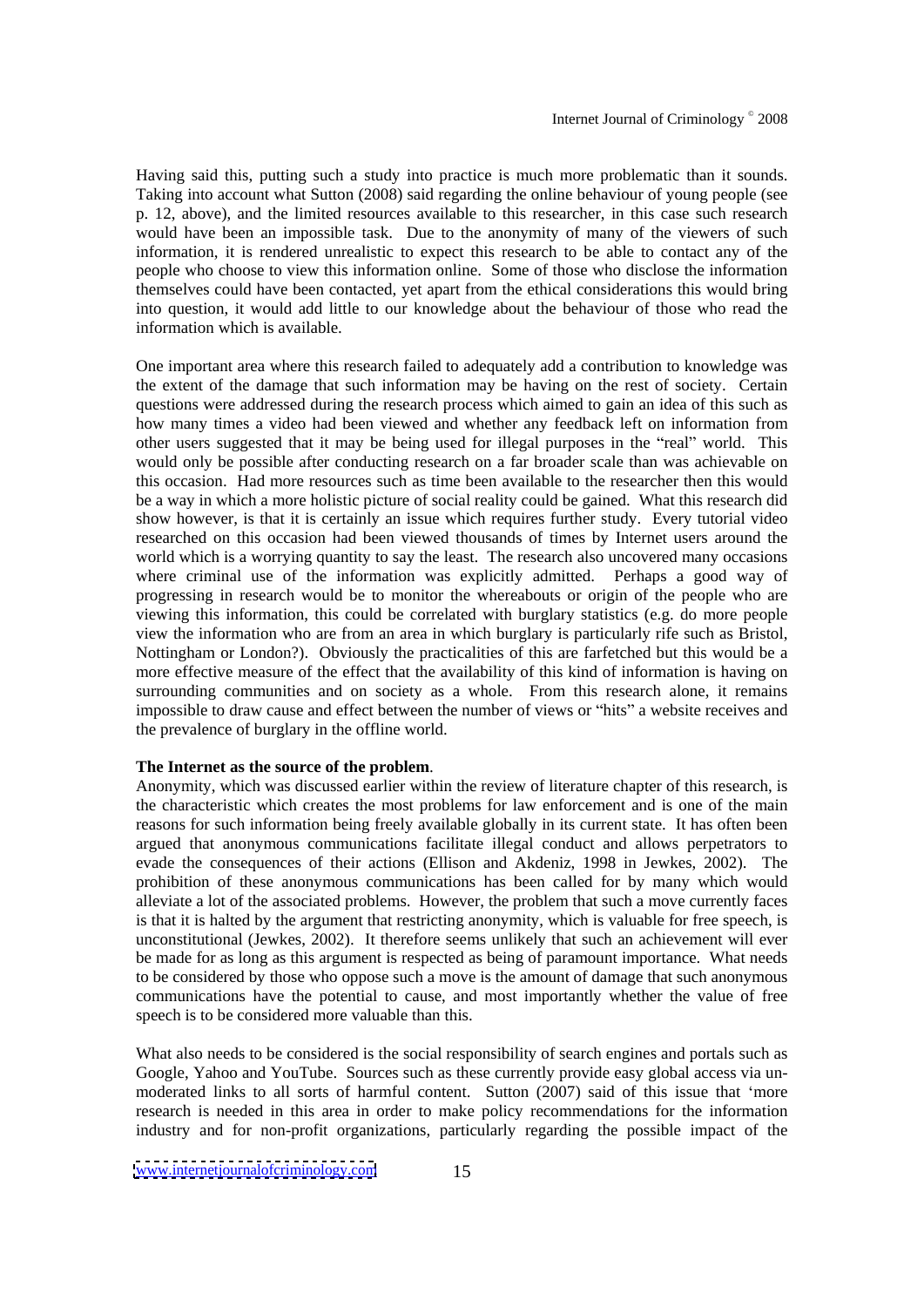Having said this, putting such a study into practice is much more problematic than it sounds. Taking into account what Sutton (2008) said regarding the online behaviour of young people (see p. 12, above), and the limited resources available to this researcher, in this case such research would have been an impossible task. Due to the anonymity of many of the viewers of such information, it is rendered unrealistic to expect this research to be able to contact any of the people who choose to view this information online. Some of those who disclose the information themselves could have been contacted, yet apart from the ethical considerations this would bring into question, it would add little to our knowledge about the behaviour of those who read the information which is available.

One important area where this research failed to adequately add a contribution to knowledge was the extent of the damage that such information may be having on the rest of society. Certain questions were addressed during the research process which aimed to gain an idea of this such as how many times a video had been viewed and whether any feedback left on information from other users suggested that it may be being used for illegal purposes in the "real" world. This would only be possible after conducting research on a far broader scale than was achievable on this occasion. Had more resources such as time been available to the researcher then this would be a way in which a more holistic picture of social reality could be gained. What this research did show however, is that it is certainly an issue which requires further study. Every tutorial video researched on this occasion had been viewed thousands of times by Internet users around the world which is a worrying quantity to say the least. The research also uncovered many occasions where criminal use of the information was explicitly admitted. Perhaps a good way of progressing in research would be to monitor the whereabouts or origin of the people who are viewing this information, this could be correlated with burglary statistics (e.g. do more people view the information who are from an area in which burglary is particularly rife such as Bristol, Nottingham or London?). Obviously the practicalities of this are farfetched but this would be a more effective measure of the effect that the availability of this kind of information is having on surrounding communities and on society as a whole. From this research alone, it remains impossible to draw cause and effect between the number of views or "hits" a website receives and the prevalence of burglary in the offline world.

**The Internet as the source of the problem**.

Anonymity, which was discussed earlier within the review of literature chapter of this research, is the characteristic which creates the most problems for law enforcement and is one of the main reasons for such information being freely available globally in its current state. It has often been argued that anonymous communications facilitate illegal conduct and allows perpetrators to evade the consequences of their actions (Ellison and Akdeniz, 1998 in Jewkes, 2002). The prohibition of these anonymous communications has been called for by many which would alleviate a lot of the associated problems. However, the problem that such a move currently faces is that it is halted by the argument that restricting anonymity, which is valuable for free speech, is unconstitutional (Jewkes, 2002). It therefore seems unlikely that such an achievement will ever be made for as long as this argument is respected as being of paramount importance. What needs to be considered by those who oppose such a move is the amount of damage that such anonymous communications have the potential to cause, and most importantly whether the value of free speech is to be considered more valuable than this.

What also needs to be considered is the social responsibility of search engines and portals such as Google, Yahoo and YouTube. Sources such as these currently provide easy global access via un-moderated links to all sorts of harmful content. Sutton (2007) said of this issue that 'more research is needed in this area in order to make policy recommendations for the information industry and for non-profit organizations, particularly regarding the possible impact of the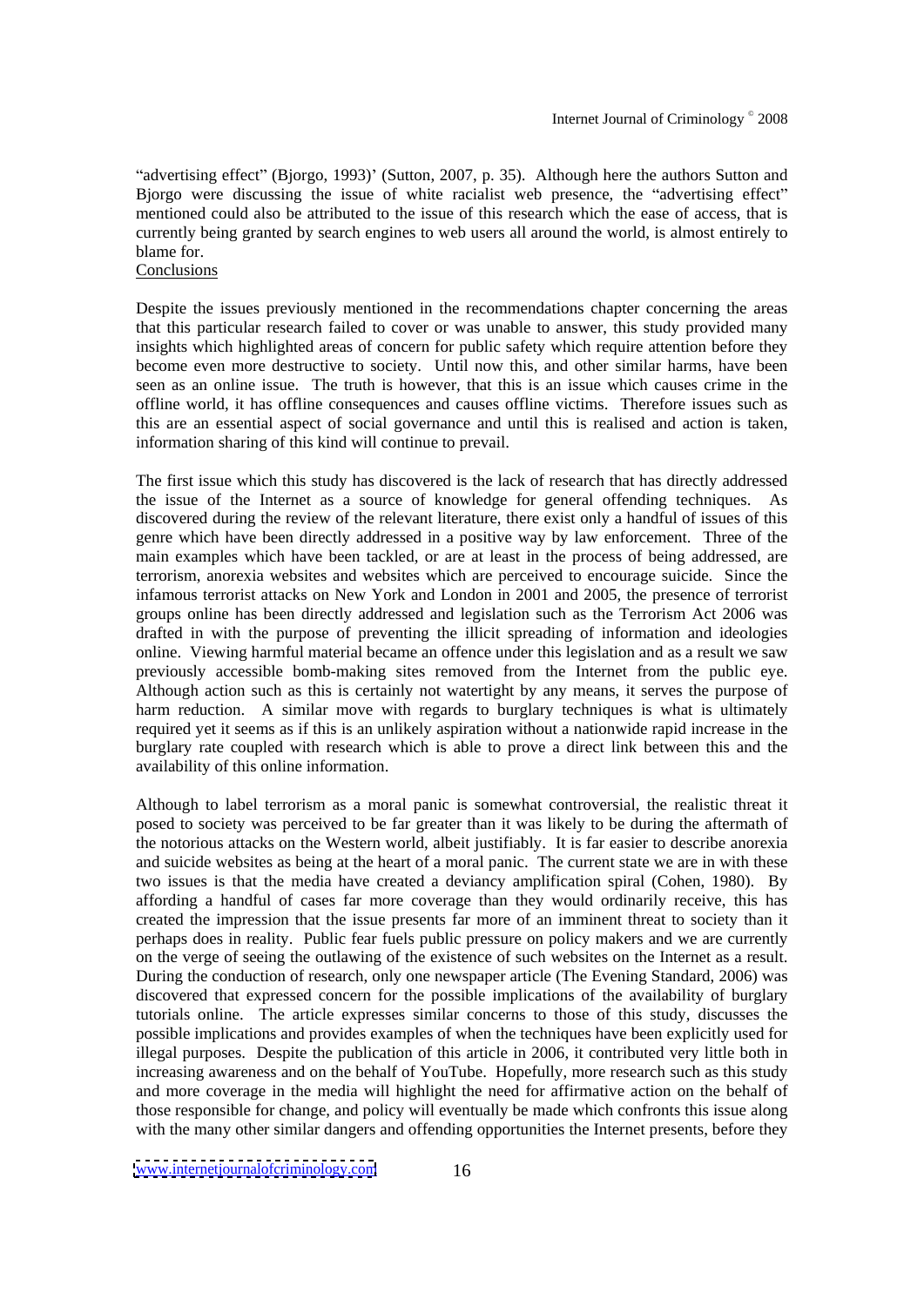"advertising effect" (Bjorgo, 1993)' (Sutton, 2007, p. 35). Although here the authors Sutton and Bjorgo were discussing the issue of white racialist web presence, the "advertising effect" mentioned could also be attributed to the issue of this research which the ease of access, that is currently being granted by search engines to web users all around the world, is almost entirely to blame for.

## Conclusions

Despite the issues previously mentioned in the recommendations chapter concerning the areas that this particular research failed to cover or was unable to answer, this study provided many insights which highlighted areas of concern for public safety which require attention before they become even more destructive to society. Until now this, and other similar harms, have been seen as an online issue. The truth is however, that this is an issue which causes crime in the offline world, it has offline consequences and causes offline victims. Therefore issues such as this are an essential aspect of social governance and until this is realised and action is taken, information sharing of this kind will continue to prevail.

The first issue which this study has discovered is the lack of research that has directly addressed the issue of the Internet as a source of knowledge for general offending techniques. As discovered during the review of the relevant literature, there exist only a handful of issues of this genre which have been directly addressed in a positive way by law enforcement. Three of the main examples which have been tackled, or are at least in the process of being addressed, are terrorism, anorexia websites and websites which are perceived to encourage suicide. Since the infamous terrorist attacks on New York and London in 2001 and 2005, the presence of terrorist groups online has been directly addressed and legislation such as the Terrorism Act 2006 was drafted in with the purpose of preventing the illicit spreading of information and ideologies online. Viewing harmful material became an offence under this legislation and as a result we saw previously accessible bomb-making sites removed from the Internet from the public eye. Although action such as this is certainly not watertight by any means, it serves the purpose of harm reduction. A similar move with regards to burglary techniques is what is ultimately required yet it seems as if this is an unlikely aspiration without a nationwide rapid increase in the burglary rate coupled with research which is able to prove a direct link between this and the availability of this online information.

Although to label terrorism as a moral panic is somewhat controversial, the realistic threat it posed to society was perceived to be far greater than it was likely to be during the aftermath of the notorious attacks on the Western world, albeit justifiably. It is far easier to describe anorexia and suicide websites as being at the heart of a moral panic. The current state we are in with these two issues is that the media have created a deviancy amplification spiral (Cohen, 1980). By affording a handful of cases far more coverage than they would ordinarily receive, this has created the impression that the issue presents far more of an imminent threat to society than it perhaps does in reality. Public fear fuels public pressure on policy makers and we are currently on the verge of seeing the outlawing of the existence of such websites on the Internet as a result. During the conduction of research, only one newspaper article (The Evening Standard, 2006) was discovered that expressed concern for the possible implications of the availability of burglary tutorials online. The article expresses similar concerns to those of this study, discusses the possible implications and provides examples of when the techniques have been explicitly used for illegal purposes. Despite the publication of this article in 2006, it contributed very little both in increasing awareness and on the behalf of YouTube. Hopefully, more research such as this study and more coverage in the media will highlight the need for affirmative action on the behalf of those responsible for change, and policy will eventually be made which confronts this issue along with the many other similar dangers and offending opportunities the Internet presents, before they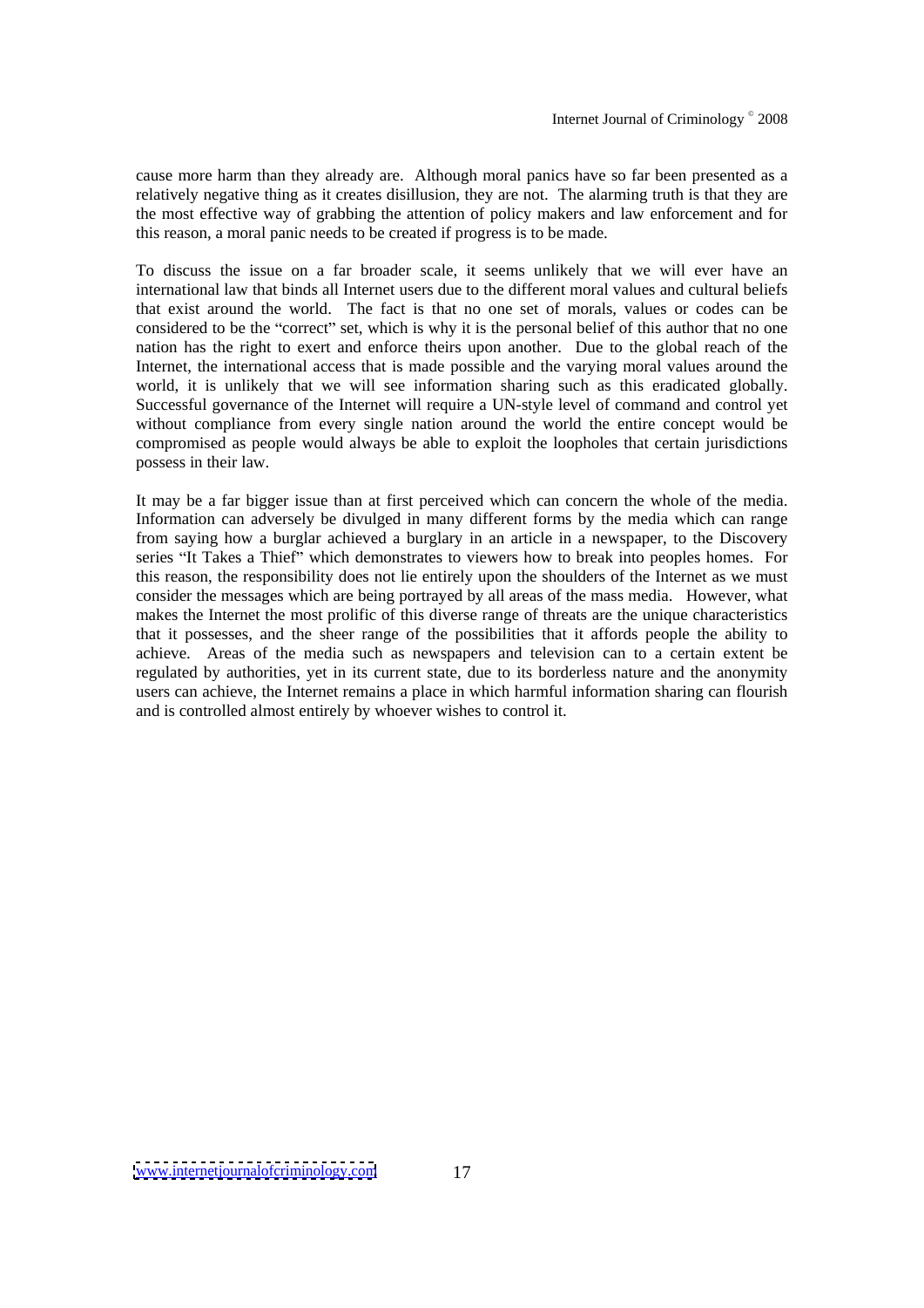cause more harm than they already are. Although moral panics have so far been presented as a relatively negative thing as it creates disillusion, they are not. The alarming truth is that they are the most effective way of grabbing the attention of policy makers and law enforcement and for this reason, a moral panic needs to be created if progress is to be made.

To discuss the issue on a far broader scale, it seems unlikely that we will ever have an international law that binds all Internet users due to the different moral values and cultural beliefs that exist around the world. The fact is that no one set of morals, values or codes can be considered to be the "correct" set, which is why it is the personal belief of this author that no one nation has the right to exert and enforce theirs upon another. Due to the global reach of the Internet, the international access that is made possible and the varying moral values around the world, it is unlikely that we will see information sharing such as this eradicated globally. Successful governance of the Internet will require a UN-style level of command and control yet without compliance from every single nation around the world the entire concept would be compromised as people would always be able to exploit the loopholes that certain jurisdictions possess in their law.

It may be a far bigger issue than at first perceived which can concern the whole of the media. Information can adversely be divulged in many different forms by the media which can range from saying how a burglar achieved a burglary in an article in a newspaper, to the Discovery series "It Takes a Thief" which demonstrates to viewers how to break into peoples homes. For this reason, the responsibility does not lie entirely upon the shoulders of the Internet as we must consider the messages which are being portrayed by all areas of the mass media. However, what makes the Internet the most prolific of this diverse range of threats are the unique characteristics that it possesses, and the sheer range of the possibilities that it affords people the ability to achieve. Areas of the media such as newspapers and television can to a certain extent be regulated by authorities, yet in its current state, due to its borderless nature and the anonymity users can achieve, the Internet remains a place in which harmful information sharing can flourish and is controlled almost entirely by whoever wishes to control it.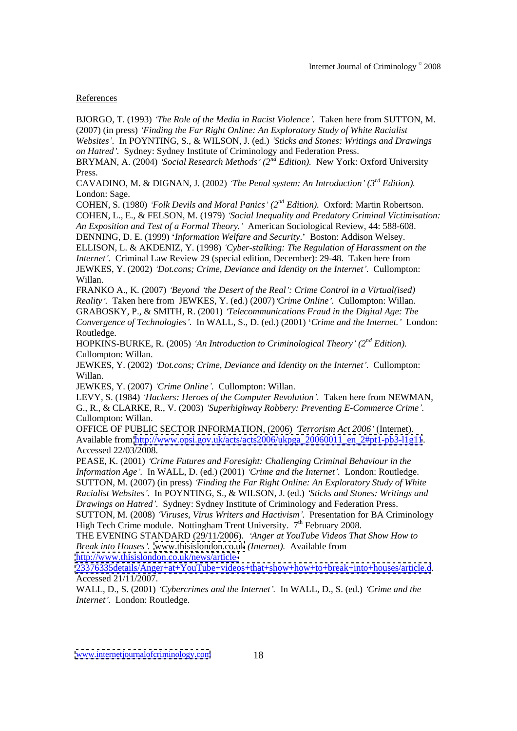References

BJORGO, T. (1993) *'The Role of the Media in Racist Violence'.* Taken here from SUTTON, M. (2007) (in press) *'Finding the Far Right Online: An Exploratory Study of White Racialist Websites'.* In POYNTING, S., & WILSON, J. (ed.) *'Sticks and Stones: Writings and Drawings on Hatred'.* Sydney: Sydney Institute of Criminology and Federation Press.

BRYMAN, A. (2004) *'Social Research Methods' (2nd Edition).* New York: Oxford University Press.

CAVADINO, M. & DIGNAN, J. (2002) *'The Penal system: An Introduction' (3rd Edition).* London: Sage.

COHEN, S. (1980) *'Folk Devils and Moral Panics' (2nd Edition).* Oxford: Martin Robertson.

COHEN, L., E., & FELSON, M. (1979) *'Social Inequality and Predatory Criminal Victimisation: An Exposition and Test of a Formal Theory.'* American Sociological Review, 44: 588-608.

DENNING, D. E. (1999) '*Information Welfare and Security*.' Boston: Addison Welsey.

ELLISON, L. & AKDENIZ, Y. (1998) *'Cyber-stalking: The Regulation of Harassment on the Internet'.* Criminal Law Review 29 (special edition, December): 29-48. Taken here from JEWKES, Y. (2002) *'Dot.cons; Crime, Deviance and Identity on the Internet'.* Cullompton: Willan.

FRANKO A., K. (2007) *'Beyond 'the Desert of the Real': Crime Control in a Virtual(ised) Reality'.* Taken here from JEWKES, Y. (ed.) (2007) *'Crime Online'.* Cullompton: Willan.

GRABOSKY, P., & SMITH, R. (2001) *'Telecommunications Fraud in the Digital Age: The Convergence of Technologies'.* In WALL, S., D. (ed.) (2001) '*Crime and the Internet.'* London: Routledge.

HOPKINS-BURKE, R. (2005) *'An Introduction to Criminological Theory' (2nd Edition).* Cullompton: Willan.

JEWKES, Y. (2002) *'Dot.cons; Crime, Deviance and Identity on the Internet'.* Cullompton: Willan.

JEWKES, Y. (2007) *'Crime Online'.* Cullompton: Willan.

LEVY, S. (1984) *'Hackers: Heroes of the Computer Revolution'.* Taken here from NEWMAN, G., R., & CLARKE, R., V. (2003) *'Superhighway Robbery: Preventing E-Commerce Crime'.* Cullompton: Willan.

OFFICE OF PUBLIC SECTOR INFORMATION, (2006) *'Terrorism Act 2006'* (Internet). Available from http://www.opsi.gov.uk/acts/acts2006/ukpga_20060011_en_2#pt1-pb3-l1g11. Accessed 22/03/2008.

PEASE, K. (2001) *'Crime Futures and Foresight: Challenging Criminal Behaviour in the Information Age'.* In WALL, D. (ed.) (2001) *'Crime and the Internet'.* London: Routledge.

SUTTON, M. (2007) (in press) *'Finding the Far Right Online: An Exploratory Study of White Racialist Websites'.* In POYNTING, S., & WILSON, J. (ed.) *'Sticks and Stones: Writings and Drawings on Hatred'.* Sydney: Sydney Institute of Criminology and Federation Press.

SUTTON, M. (2008) *'Viruses, Virus Writers and Hactivism'.* Presentation for BA Criminology High Tech Crime module. Nottingham Trent University. 7th February 2008.

THE EVENING STANDARD (29/11/2006). *'Anger at YouTube Videos That Show How to Break into Houses'.* www.thisislondon.co.uk *(Internet).* Available from http://www.thisislondon.co.uk/news/article-23376335details/Anger+at+YouTube+videos+that+show+how+to+break+into+houses/article.d. Accessed 21/11/2007.

WALL, D., S. (2001) *'Cybercrimes and the Internet'.* In WALL, D., S. (ed.) *'Crime and the Internet'.* London: Routledge.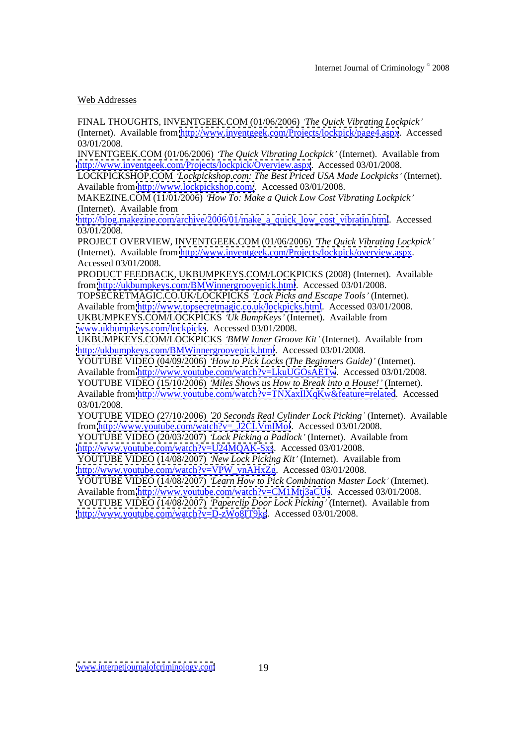Web Addresses

FINAL THOUGHTS, INVENTGEEK.COM (01/06/2006) *'The Quick Vibrating Lockpick'* (Internet). Available from http://www.inventgeek.com/Projects/lockpick/page4.aspx. Accessed 03/01/2008.

INVENTGEEK.COM (01/06/2006) *'The Quick Vibrating Lockpick'* (Internet). Available from http://www.inventgeek.com/Projects/lockpick/Overview.aspx. Accessed 03/01/2008.

LOCKPICKSHOP.COM *'Lockpickshop.com: The Best Priced USA Made Lockpicks'* (Internet). Available from http://www.lockpickshop.com/. Accessed 03/01/2008.

MAKEZINE.COM (11/01/2006) *'How To: Make a Quick Low Cost Vibrating Lockpick'* (Internet). Available from http://blog.makezine.com/archive/2006/01/make_a_quick_low_cost_vibratin.html. Accessed 03/01/2008.

PROJECT OVERVIEW, INVENTGEEK.COM (01/06/2006) *'The Quick Vibrating Lockpick'* (Internet). Available from http://www.inventgeek.com/Projects/lockpick/overview.aspx. Accessed 03/01/2008.

PRODUCT FEEDBACK, UKBUMPKEYS.COM/LOCKPICKS (2008) (Internet). Available from http://ukbumpkeys.com/BMWinnergroovepick.html. Accessed 03/01/2008.

TOPSECRETMAGIC.CO.UK/LOCKPICKS *'Lock Picks and Escape Tools'* (Internet). Available from http://www.topsecretmagic.co.uk/lockpicks.html. Accessed 03/01/2008.

UKBUMPKEYS.COM/LOCKPICKS *'Uk BumpKeys'* (Internet). Available from www.ukbumpkeys.com/lockpicks. Accessed 03/01/2008.

UKBUMPKEYS.COM/LOCKPICKS *'BMW Inner Groove Kit'* (Internet). Available from http://ukbumpkeys.com/BMWinnergroovepick.html. Accessed 03/01/2008.

YOUTUBE VIDEO (04/09/2006) *'How to Pick Locks (The Beginners Guide)'* (Internet). Available from http://www.youtube.com/watch?v=LkuUGOsAETw. Accessed 03/01/2008.

YOUTUBE VIDEO (15/10/2006) *'Miles Shows us How to Break into a House!'* (Internet). Available from http://www.youtube.com/watch?v=TNXaxIlXqKw&feature=related. Accessed 03/01/2008.

YOUTUBE VIDEO (27/10/2006) *'20 Seconds Real Cylinder Lock Picking'* (Internet). Available from http://www.youtube.com/watch?v=_J2CLVmIMoI. Accessed 03/01/2008.

YOUTUBE VIDEO (20/03/2007) *'Lock Picking a Padlock'* (Internet). Available from http://www.youtube.com/watch?v=U24MQAK-Sxs. Accessed 03/01/2008.

YOUTUBE VIDEO (14/08/2007) *'New Lock Picking Kit'* (Internet). Available from http://www.youtube.com/watch?v=VPW_vnAHxZg. Accessed 03/01/2008.

YOUTUBE VIDEO (14/08/2007) *'Learn How to Pick Combination Master Lock'* (Internet). Available from http://www.youtube.com/watch?v=CM1Mtj3aCUs. Accessed 03/01/2008.

YOUTUBE VIDEO (14/08/2007) *'Paperclip Door Lock Picking'* (Internet). Available from http://www.youtube.com/watch?v=D-zWo8IT9kg. Accessed 03/01/2008.